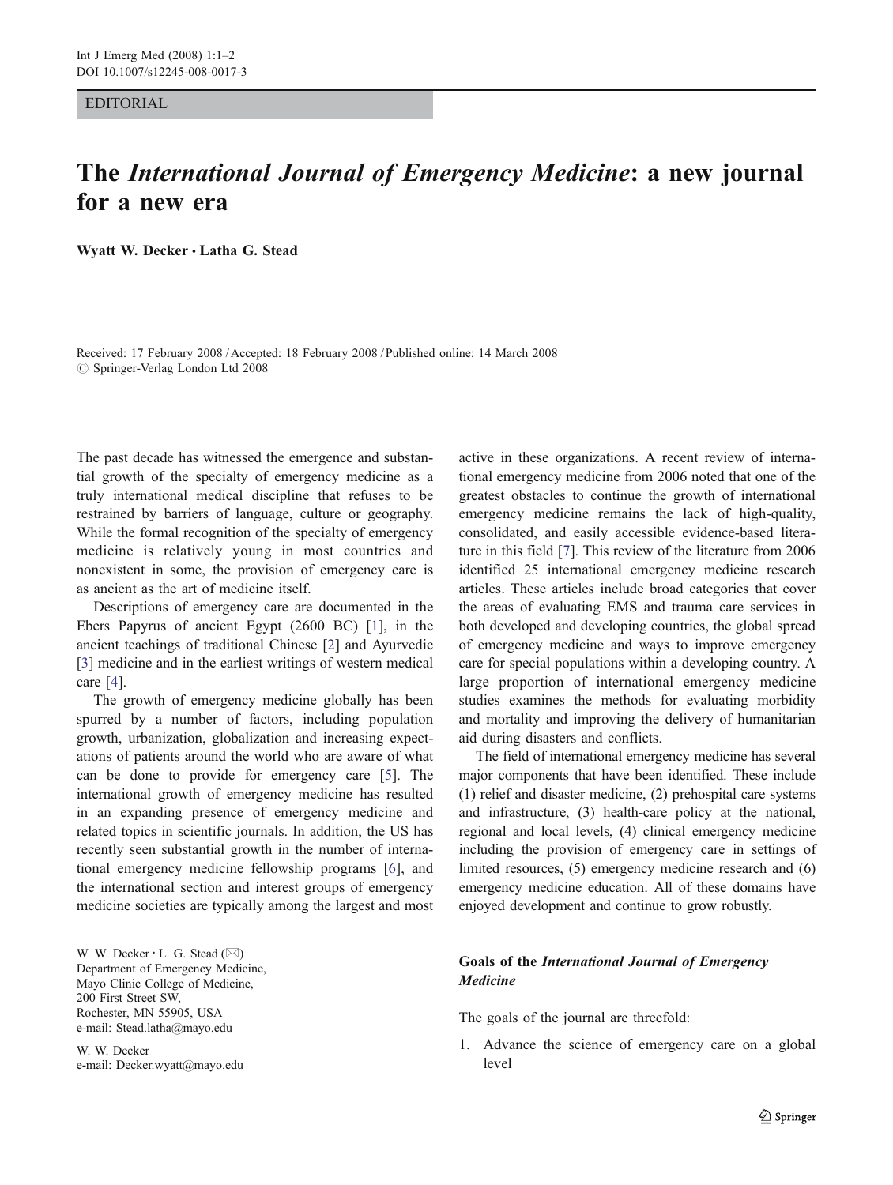EDITORIAL

# The *International Journal of Emergency Medicine*: a new journal for a new era

**Wyatt W. Decker · Latha G. Stead**

Received: 17 February 2008 / Accepted: 18 February 2008 / Published online: 14 March 2008
© Springer-Verlag London Ltd 2008

The past decade has witnessed the emergence and substantial growth of the specialty of emergency medicine as a truly international medical discipline that refuses to be restrained by barriers of language, culture or geography. While the formal recognition of the specialty of emergency medicine is relatively young in most countries and nonexistent in some, the provision of emergency care is as ancient as the art of medicine itself.

Descriptions of emergency care are documented in the Ebers Papyrus of ancient Egypt (2600 BC) [1], in the ancient teachings of traditional Chinese [2] and Ayurvedic [3] medicine and in the earliest writings of western medical care [4].

The growth of emergency medicine globally has been spurred by a number of factors, including population growth, urbanization, globalization and increasing expectations of patients around the world who are aware of what can be done to provide for emergency care [5]. The international growth of emergency medicine has resulted in an expanding presence of emergency medicine and related topics in scientific journals. In addition, the US has recently seen substantial growth in the number of international emergency medicine fellowship programs [6], and the international section and interest groups of emergency medicine societies are typically among the largest and most active in these organizations. A recent review of international emergency medicine from 2006 noted that one of the greatest obstacles to continue the growth of international emergency medicine remains the lack of high-quality, consolidated, and easily accessible evidence-based literature in this field [7]. This review of the literature from 2006 identified 25 international emergency medicine research articles. These articles include broad categories that cover the areas of evaluating EMS and trauma care services in both developed and developing countries, the global spread of emergency medicine and ways to improve emergency care for special populations within a developing country. A large proportion of international emergency medicine studies examines the methods for evaluating morbidity and mortality and improving the delivery of humanitarian aid during disasters and conflicts.

The field of international emergency medicine has several major components that have been identified. These include (1) relief and disaster medicine, (2) prehospital care systems and infrastructure, (3) health-care policy at the national, regional and local levels, (4) clinical emergency medicine including the provision of emergency care in settings of limited resources, (5) emergency medicine research and (6) emergency medicine education. All of these domains have enjoyed development and continue to grow robustly.

W. W. Decker · L. G. Stead (✉)
Department of Emergency Medicine,
Mayo Clinic College of Medicine,
200 First Street SW,
Rochester, MN 55905, USA
e-mail: Stead.latha@mayo.edu

W. W. Decker
e-mail: Decker.wyatt@mayo.edu

## Goals of the *International Journal of Emergency Medicine*

The goals of the journal are threefold:

1. Advance the science of emergency care on a global level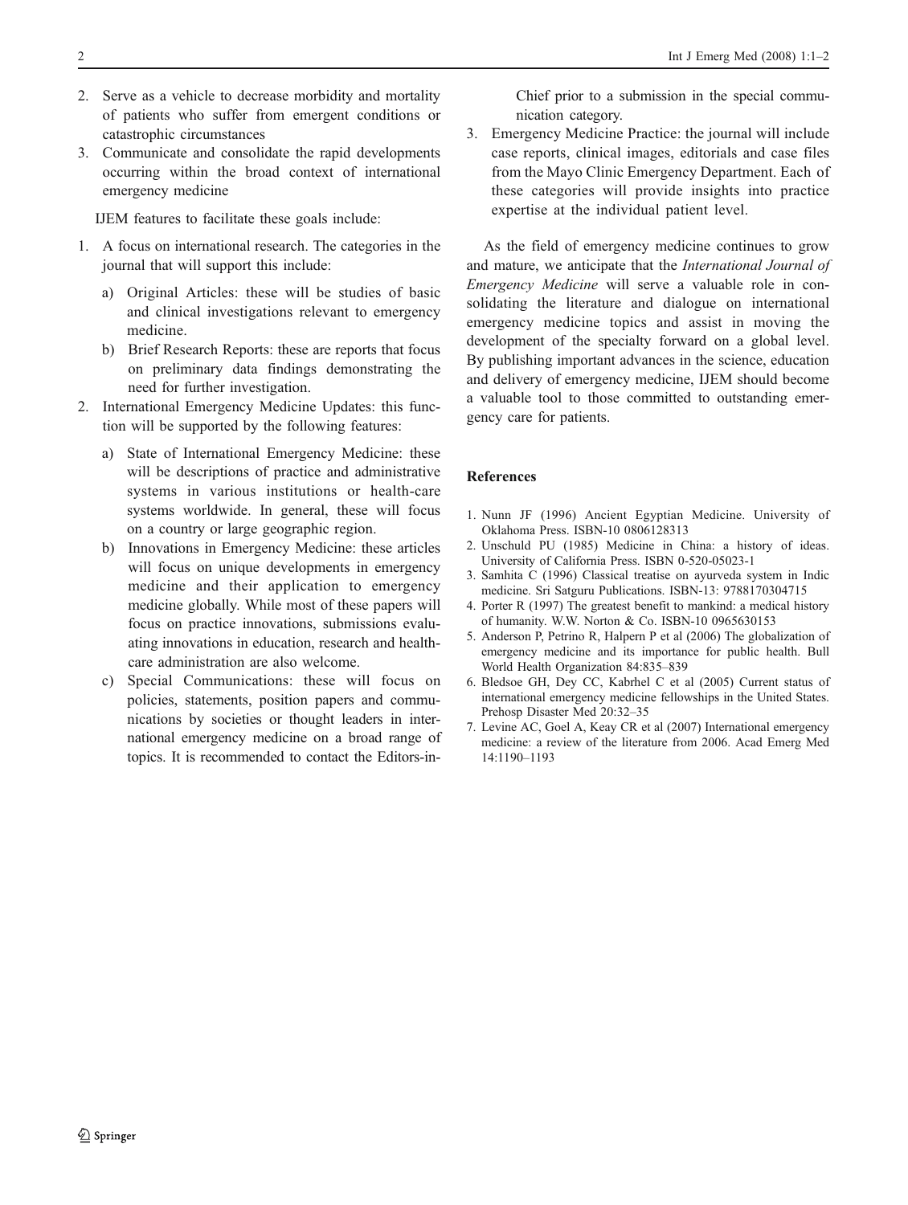2. Serve as a vehicle to decrease morbidity and mortality of patients who suffer from emergent conditions or catastrophic circumstances
3. Communicate and consolidate the rapid developments occurring within the broad context of international emergency medicine

IJEM features to facilitate these goals include:

1. A focus on international research. The categories in the journal that will support this include:
   a) Original Articles: these will be studies of basic and clinical investigations relevant to emergency medicine.
   b) Brief Research Reports: these are reports that focus on preliminary data findings demonstrating the need for further investigation.
2. International Emergency Medicine Updates: this function will be supported by the following features:
   a) State of International Emergency Medicine: these will be descriptions of practice and administrative systems in various institutions or health-care systems worldwide. In general, these will focus on a country or large geographic region.
   b) Innovations in Emergency Medicine: these articles will focus on unique developments in emergency medicine and their application to emergency medicine globally. While most of these papers will focus on practice innovations, submissions evaluating innovations in education, research and health-care administration are also welcome.
   c) Special Communications: these will focus on policies, statements, position papers and communications by societies or thought leaders in international emergency medicine on a broad range of topics. It is recommended to contact the Editors-in-Chief prior to a submission in the special communication category.
3. Emergency Medicine Practice: the journal will include case reports, clinical images, editorials and case files from the Mayo Clinic Emergency Department. Each of these categories will provide insights into practice expertise at the individual patient level.

As the field of emergency medicine continues to grow and mature, we anticipate that the *International Journal of Emergency Medicine* will serve a valuable role in consolidating the literature and dialogue on international emergency medicine topics and assist in moving the development of the specialty forward on a global level. By publishing important advances in the science, education and delivery of emergency medicine, IJEM should become a valuable tool to those committed to outstanding emergency care for patients.

## References

1. Nunn JF (1996) Ancient Egyptian Medicine. University of Oklahoma Press. ISBN-10 0806128313
2. Unschuld PU (1985) Medicine in China: a history of ideas. University of California Press. ISBN 0-520-05023-1
3. Samhita C (1996) Classical treatise on ayurveda system in Indic medicine. Sri Satguru Publications. ISBN-13: 9788170304715
4. Porter R (1997) The greatest benefit to mankind: a medical history of humanity. W.W. Norton & Co. ISBN-10 0965630153
5. Anderson P, Petrino R, Halpern P et al (2006) The globalization of emergency medicine and its importance for public health. Bull World Health Organization 84:835–839
6. Bledsoe GH, Dey CC, Kabrhel C et al (2005) Current status of international emergency medicine fellowships in the United States. Prehosp Disaster Med 20:32–35
7. Levine AC, Goel A, Keay CR et al (2007) International emergency medicine: a review of the literature from 2006. Acad Emerg Med 14:1190–1193